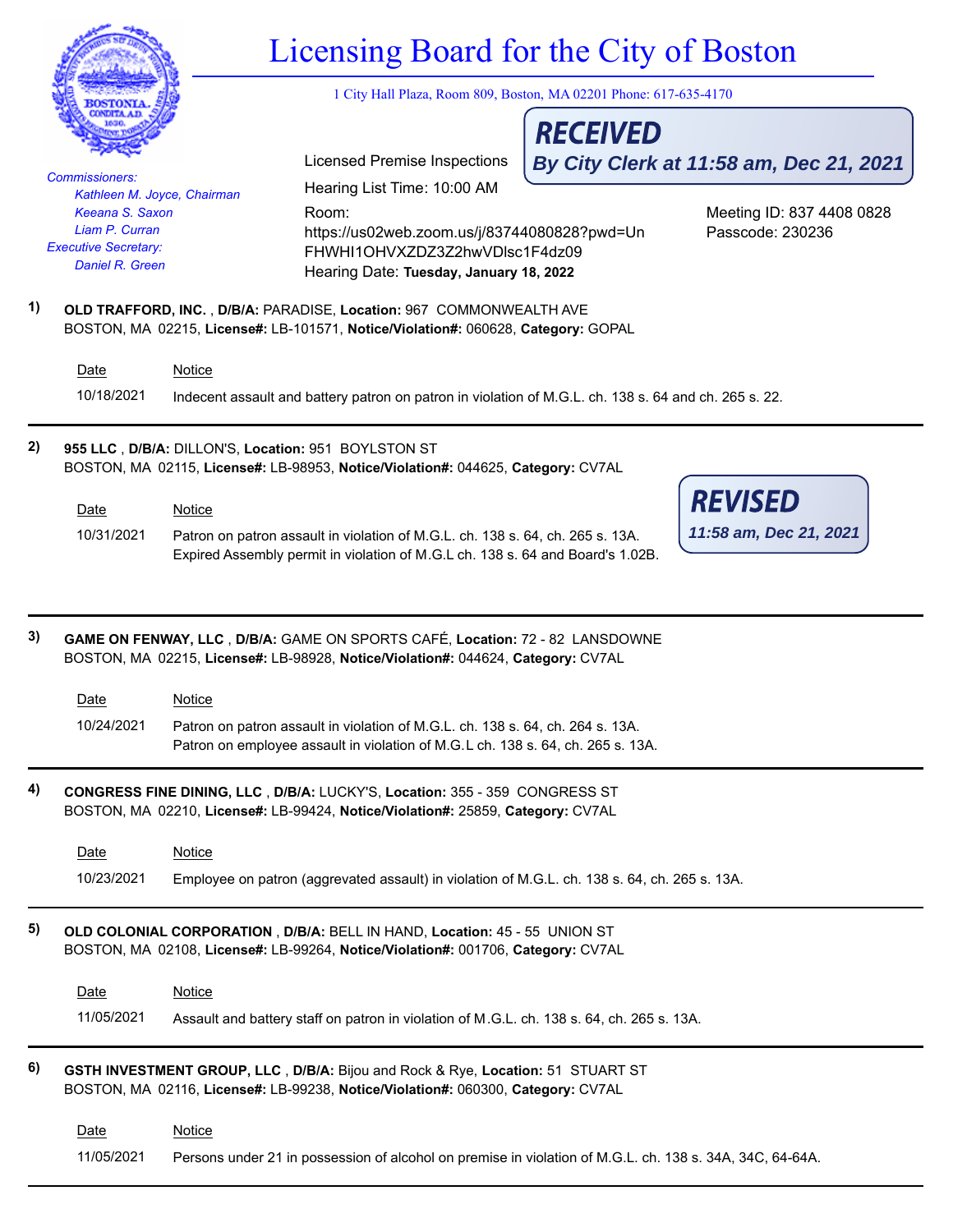# Licensing Board for the City of Boston

1 City Hall Plaza, Room 809, Boston, MA 02201 Phone: 617-635-4170

**RECEIVED**
***By City Clerk at 11:58 am, Dec 21, 2021***

*Commissioners:*
*Kathleen M. Joyce, Chairman*
*Keeana S. Saxon*
*Liam P. Curran*
*Executive Secretary:*
*Daniel R. Green*

Licensed Premise Inspections

Hearing List Time: 10:00 AM

Room:
https://us02web.zoom.us/j/83744080828?pwd=UnFHWHI1OHVXZDZ3Z2hwVDlsc1F4dz09

Meeting ID: 837 4408 0828
Passcode: 230236

Hearing Date: **Tuesday, January 18, 2022**

---

**1)** **OLD TRAFFORD, INC.** , **D/B/A:** PARADISE, **Location:** 967 COMMONWEALTH AVE BOSTON, MA 02215, **License#:** LB-101571, **Notice/Violation#:** 060628, **Category:** GOPAL

| Date | Notice |
|---|---|
| 10/18/2021 | Indecent assault and battery patron on patron in violation of M.G.L. ch. 138 s. 64 and ch. 265 s. 22. |

---

**2)** **955 LLC** , **D/B/A:** DILLON'S, **Location:** 951 BOYLSTON ST BOSTON, MA 02115, **License#:** LB-98953, **Notice/Violation#:** 044625, **Category:** CV7AL

**REVISED**
***11:58 am, Dec 21, 2021***

| Date | Notice |
|---|---|
| 10/31/2021 | Patron on patron assault in violation of M.G.L. ch. 138 s. 64, ch. 265 s. 13A.<br>Expired Assembly permit in violation of M.G.L ch. 138 s. 64 and Board's 1.02B. |

---

**3)** **GAME ON FENWAY, LLC** , **D/B/A:** GAME ON SPORTS CAFÉ, **Location:** 72 - 82 LANSDOWNE BOSTON, MA 02215, **License#:** LB-98928, **Notice/Violation#:** 044624, **Category:** CV7AL

| Date | Notice |
|---|---|
| 10/24/2021 | Patron on patron assault in violation of M.G.L. ch. 138 s. 64, ch. 264 s. 13A.<br>Patron on employee assault in violation of M.G.L ch. 138 s. 64, ch. 265 s. 13A. |

---

**4)** **CONGRESS FINE DINING, LLC** , **D/B/A:** LUCKY'S, **Location:** 355 - 359 CONGRESS ST BOSTON, MA 02210, **License#:** LB-99424, **Notice/Violation#:** 25859, **Category:** CV7AL

| Date | Notice |
|---|---|
| 10/23/2021 | Employee on patron (aggrevated assault) in violation of M.G.L. ch. 138 s. 64, ch. 265 s. 13A. |

---

**5)** **OLD COLONIAL CORPORATION** , **D/B/A:** BELL IN HAND, **Location:** 45 - 55 UNION ST BOSTON, MA 02108, **License#:** LB-99264, **Notice/Violation#:** 001706, **Category:** CV7AL

| Date | Notice |
|---|---|
| 11/05/2021 | Assault and battery staff on patron in violation of M.G.L. ch. 138 s. 64, ch. 265 s. 13A. |

---

**6)** **GSTH INVESTMENT GROUP, LLC** , **D/B/A:** Bijou and Rock & Rye, **Location:** 51 STUART ST BOSTON, MA 02116, **License#:** LB-99238, **Notice/Violation#:** 060300, **Category:** CV7AL

| Date | Notice |
|---|---|
| 11/05/2021 | Persons under 21 in possession of alcohol on premise in violation of M.G.L. ch. 138 s. 34A, 34C, 64-64A. |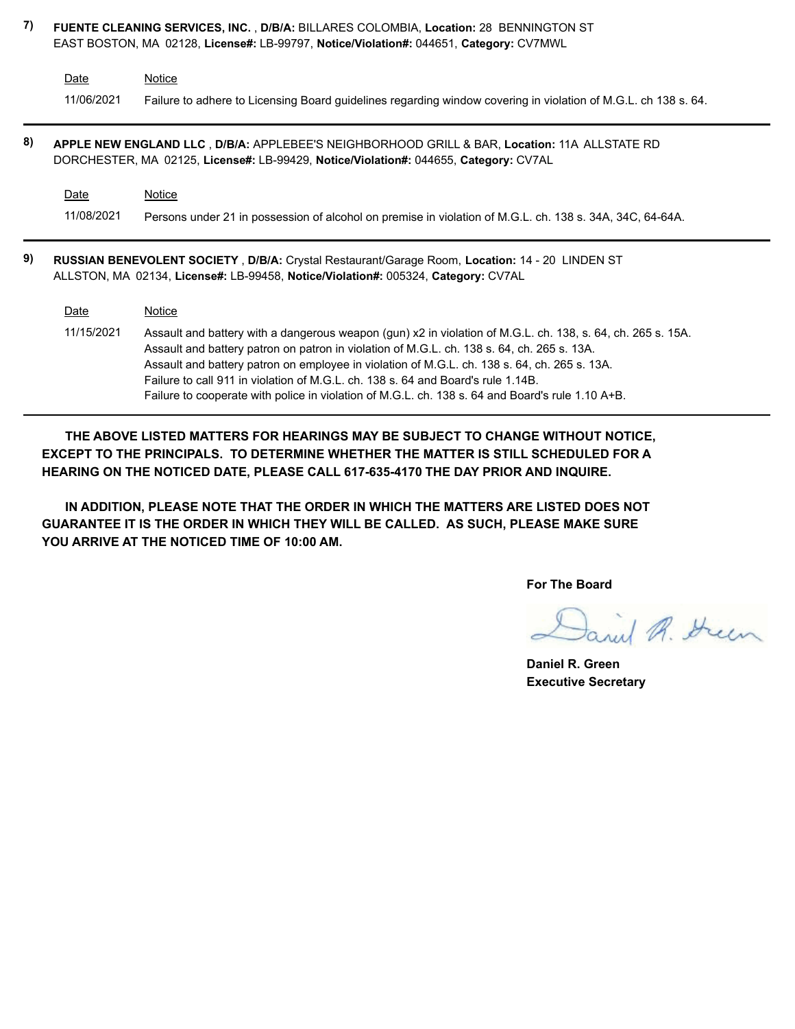**7)** **FUENTE CLEANING SERVICES, INC.** , **D/B/A:** BILLARES COLOMBIA, **Location:** 28 BENNINGTON ST EAST BOSTON, MA 02128, **License#:** LB-99797, **Notice/Violation#:** 044651, **Category:** CV7MWL

| Date | Notice |
| --- | --- |
| 11/06/2021 | Failure to adhere to Licensing Board guidelines regarding window covering in violation of M.G.L. ch 138 s. 64. |

---

**8)** **APPLE NEW ENGLAND LLC** , **D/B/A:** APPLEBEE'S NEIGHBORHOOD GRILL & BAR, **Location:** 11A ALLSTATE RD DORCHESTER, MA 02125, **License#:** LB-99429, **Notice/Violation#:** 044655, **Category:** CV7AL

| Date | Notice |
| --- | --- |
| 11/08/2021 | Persons under 21 in possession of alcohol on premise in violation of M.G.L. ch. 138 s. 34A, 34C, 64-64A. |

---

**9)** **RUSSIAN BENEVOLENT SOCIETY** , **D/B/A:** Crystal Restaurant/Garage Room, **Location:** 14 - 20 LINDEN ST ALLSTON, MA 02134, **License#:** LB-99458, **Notice/Violation#:** 005324, **Category:** CV7AL

| Date | Notice |
| --- | --- |
| 11/15/2021 | Assault and battery with a dangerous weapon (gun) x2 in violation of M.G.L. ch. 138, s. 64, ch. 265 s. 15A.<br>Assault and battery patron on patron in violation of M.G.L. ch. 138 s. 64, ch. 265 s. 13A.<br>Assault and battery patron on employee in violation of M.G.L. ch. 138 s. 64, ch. 265 s. 13A.<br>Failure to call 911 in violation of M.G.L. ch. 138 s. 64 and Board's rule 1.14B.<br>Failure to cooperate with police in violation of M.G.L. ch. 138 s. 64 and Board's rule 1.10 A+B. |

---

**THE ABOVE LISTED MATTERS FOR HEARINGS MAY BE SUBJECT TO CHANGE WITHOUT NOTICE, EXCEPT TO THE PRINCIPALS. TO DETERMINE WHETHER THE MATTER IS STILL SCHEDULED FOR A HEARING ON THE NOTICED DATE, PLEASE CALL 617-635-4170 THE DAY PRIOR AND INQUIRE.**

**IN ADDITION, PLEASE NOTE THAT THE ORDER IN WHICH THE MATTERS ARE LISTED DOES NOT GUARANTEE IT IS THE ORDER IN WHICH THEY WILL BE CALLED. AS SUCH, PLEASE MAKE SURE YOU ARRIVE AT THE NOTICED TIME OF 10:00 AM.**

**For The Board**

Daniel R. Green

**Daniel R. Green**
**Executive Secretary**